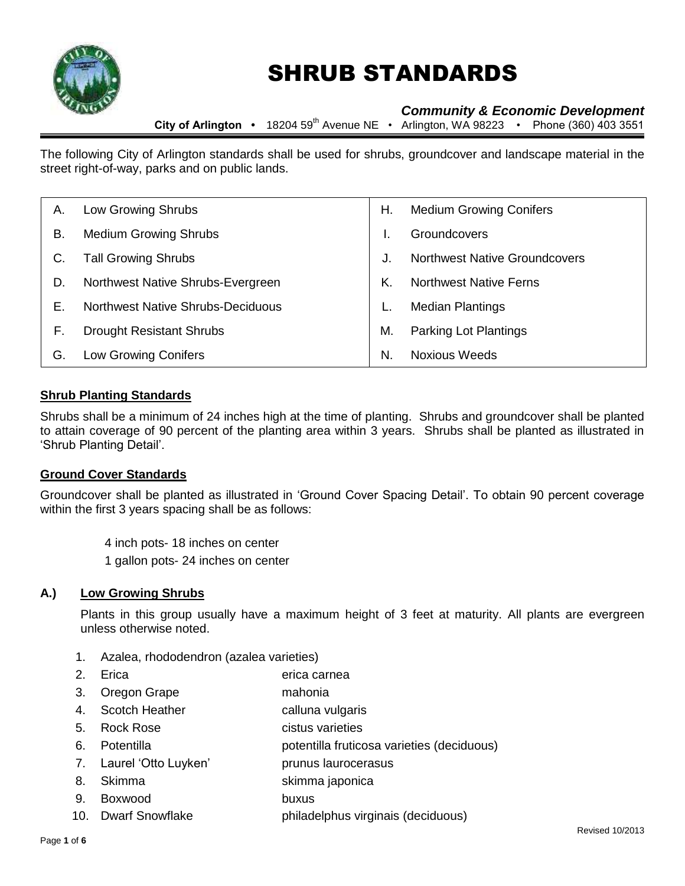# SHRUB STANDARDS

***Community & Economic Development***

**City of Arlington** • 18204 59th Avenue NE • Arlington, WA 98223 • Phone (360) 403 3551

The following City of Arlington standards shall be used for shrubs, groundcover and landscape material in the street right-of-way, parks and on public lands.

| | | | |
|---|---|---|---|
| A. | Low Growing Shrubs | H. | Medium Growing Conifers |
| B. | Medium Growing Shrubs | I. | Groundcovers |
| C. | Tall Growing Shrubs | J. | Northwest Native Groundcovers |
| D. | Northwest Native Shrubs-Evergreen | K. | Northwest Native Ferns |
| E. | Northwest Native Shrubs-Deciduous | L. | Median Plantings |
| F. | Drought Resistant Shrubs | M. | Parking Lot Plantings |
| G. | Low Growing Conifers | N. | Noxious Weeds |

## Shrub Planting Standards

Shrubs shall be a minimum of 24 inches high at the time of planting. Shrubs and groundcover shall be planted to attain coverage of 90 percent of the planting area within 3 years. Shrubs shall be planted as illustrated in 'Shrub Planting Detail'.

## Ground Cover Standards

Groundcover shall be planted as illustrated in 'Ground Cover Spacing Detail'. To obtain 90 percent coverage within the first 3 years spacing shall be as follows:

4 inch pots- 18 inches on center
1 gallon pots- 24 inches on center

## A.) Low Growing Shrubs

Plants in this group usually have a maximum height of 3 feet at maturity. All plants are evergreen unless otherwise noted.

1. Azalea, rhododendron (azalea varieties)
2. Erica — erica carnea
3. Oregon Grape — mahonia
4. Scotch Heather — calluna vulgaris
5. Rock Rose — cistus varieties
6. Potentilla — potentilla fruticosa varieties (deciduous)
7. Laurel 'Otto Luyken' — prunus laurocerasus
8. Skimma — skimma japonica
9. Boxwood — buxus
10. Dwarf Snowflake — philadelphus virginais (deciduous)

Revised 10/2013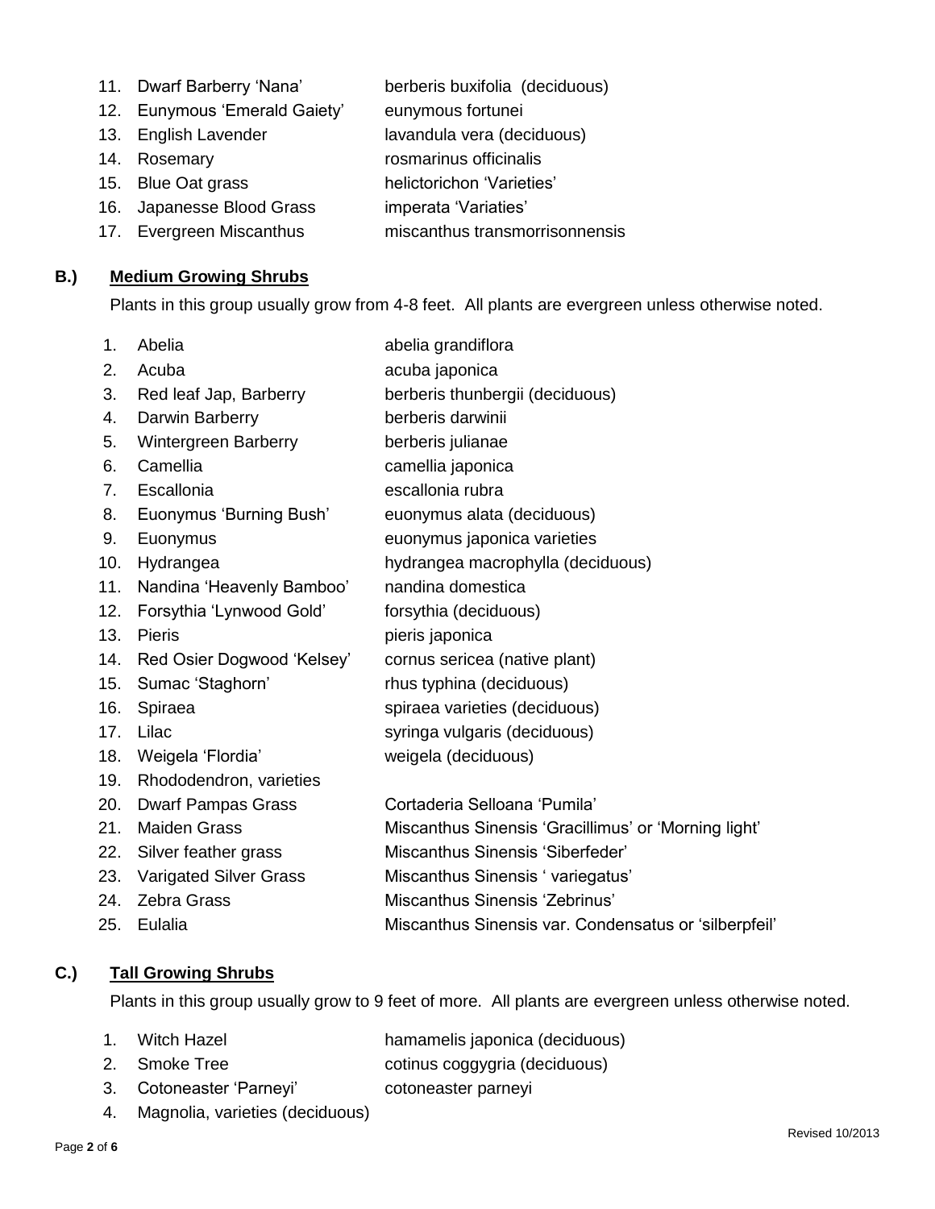11. Dwarf Barberry 'Nana' — berberis buxifolia (deciduous)
12. Eunymous 'Emerald Gaiety' — eunymous fortunei
13. English Lavender — lavandula vera (deciduous)
14. Rosemary — rosmarinus officinalis
15. Blue Oat grass — helictorichon 'Varieties'
16. Japanesse Blood Grass — imperata 'Variaties'
17. Evergreen Miscanthus — miscanthus transmorrisonnensis

## B.) Medium Growing Shrubs

Plants in this group usually grow from 4-8 feet. All plants are evergreen unless otherwise noted.

1. Abelia — abelia grandiflora
2. Acuba — acuba japonica
3. Red leaf Jap, Barberry — berberis thunbergii (deciduous)
4. Darwin Barberry — berberis darwinii
5. Wintergreen Barberry — berberis julianae
6. Camellia — camellia japonica
7. Escallonia — escallonia rubra
8. Euonymus 'Burning Bush' — euonymus alata (deciduous)
9. Euonymus — euonymus japonica varieties
10. Hydrangea — hydrangea macrophylla (deciduous)
11. Nandina 'Heavenly Bamboo' — nandina domestica
12. Forsythia 'Lynwood Gold' — forsythia (deciduous)
13. Pieris — pieris japonica
14. Red Osier Dogwood 'Kelsey' — cornus sericea (native plant)
15. Sumac 'Staghorn' — rhus typhina (deciduous)
16. Spiraea — spiraea varieties (deciduous)
17. Lilac — syringa vulgaris (deciduous)
18. Weigela 'Flordia' — weigela (deciduous)
19. Rhododendron, varieties
20. Dwarf Pampas Grass — Cortaderia Selloana 'Pumila'
21. Maiden Grass — Miscanthus Sinensis 'Gracillimus' or 'Morning light'
22. Silver feather grass — Miscanthus Sinensis 'Siberfeder'
23. Varigated Silver Grass — Miscanthus Sinensis ' variegatus'
24. Zebra Grass — Miscanthus Sinensis 'Zebrinus'
25. Eulalia — Miscanthus Sinensis var. Condensatus or 'silberpfeil'

## C.) Tall Growing Shrubs

Plants in this group usually grow to 9 feet of more. All plants are evergreen unless otherwise noted.

1. Witch Hazel — hamamelis japonica (deciduous)
2. Smoke Tree — cotinus coggygria (deciduous)
3. Cotoneaster 'Parneyi' — cotoneaster parneyi
4. Magnolia, varieties (deciduous)

Revised 10/2013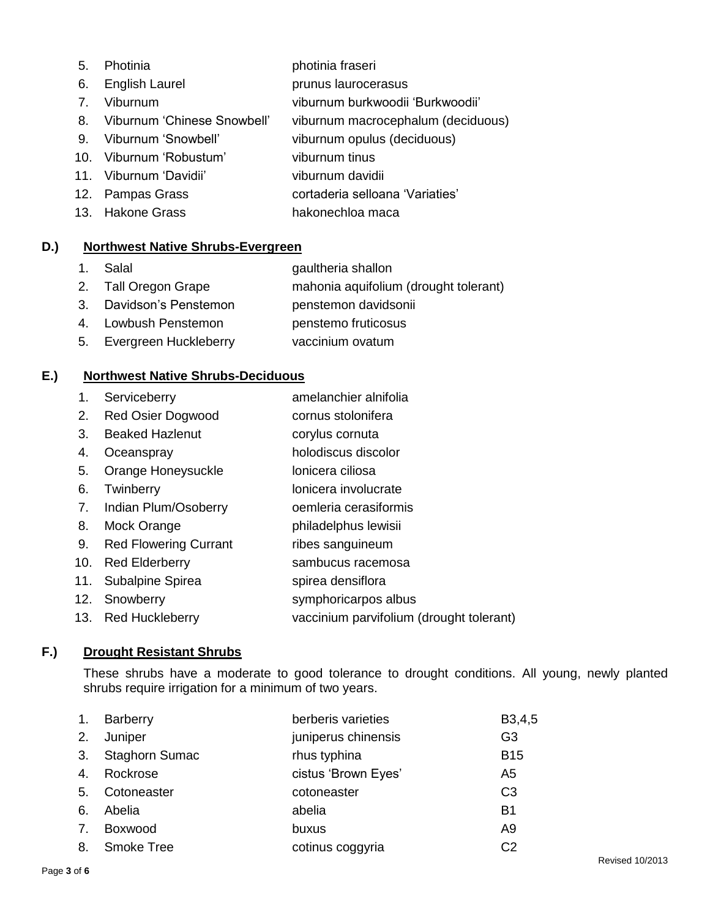5. Photinia — photinia fraseri
6. English Laurel — prunus laurocerasus
7. Viburnum — viburnum burkwoodii 'Burkwoodii'
8. Viburnum 'Chinese Snowbell' — viburnum macrocephalum (deciduous)
9. Viburnum 'Snowbell' — viburnum opulus (deciduous)
10. Viburnum 'Robustum' — viburnum tinus
11. Viburnum 'Davidii' — viburnum davidii
12. Pampas Grass — cortaderia selloana 'Variaties'
13. Hakone Grass — hakonechloa maca

## D.) Northwest Native Shrubs-Evergreen

1. Salal — gaultheria shallon
2. Tall Oregon Grape — mahonia aquifolium (drought tolerant)
3. Davidson's Penstemon — penstemon davidsonii
4. Lowbush Penstemon — penstemo fruticosus
5. Evergreen Huckleberry — vaccinium ovatum

## E.) Northwest Native Shrubs-Deciduous

1. Serviceberry — amelanchier alnifolia
2. Red Osier Dogwood — cornus stolonifera
3. Beaked Hazlenut — corylus cornuta
4. Oceanspray — holodiscus discolor
5. Orange Honeysuckle — lonicera ciliosa
6. Twinberry — lonicera involucrate
7. Indian Plum/Osoberry — oemleria cerasiformis
8. Mock Orange — philadelphus lewisii
9. Red Flowering Currant — ribes sanguineum
10. Red Elderberry — sambucus racemosa
11. Subalpine Spirea — spirea densiflora
12. Snowberry — symphoricarpos albus
13. Red Huckleberry — vaccinium parvifolium (drought tolerant)

## F.) Drought Resistant Shrubs

These shrubs have a moderate to good tolerance to drought conditions. All young, newly planted shrubs require irrigation for a minimum of two years.

| | | | |
|---|---|---|---|
| 1. | Barberry | berberis varieties | B3,4,5 |
| 2. | Juniper | juniperus chinensis | G3 |
| 3. | Staghorn Sumac | rhus typhina | B15 |
| 4. | Rockrose | cistus 'Brown Eyes' | A5 |
| 5. | Cotoneaster | cotoneaster | C3 |
| 6. | Abelia | abelia | B1 |
| 7. | Boxwood | buxus | A9 |
| 8. | Smoke Tree | cotinus coggyria | C2 |

Revised 10/2013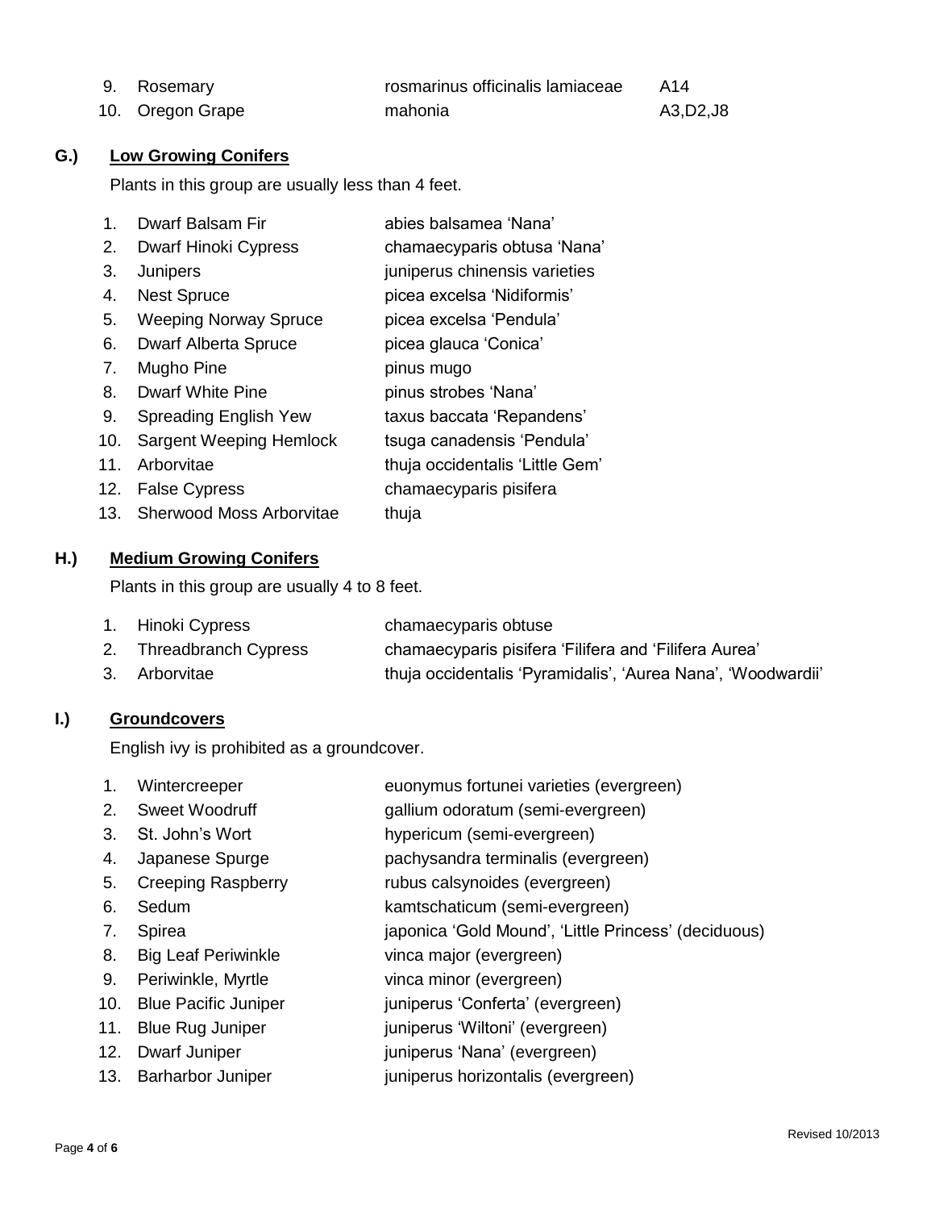9. Rosemary — rosmarinus officinalis lamiaceae — A14
10. Oregon Grape — mahonia — A3,D2,J8

## G.) Low Growing Conifers

Plants in this group are usually less than 4 feet.

1. Dwarf Balsam Fir — abies balsamea 'Nana'
2. Dwarf Hinoki Cypress — chamaecyparis obtusa 'Nana'
3. Junipers — juniperus chinensis varieties
4. Nest Spruce — picea excelsa 'Nidiformis'
5. Weeping Norway Spruce — picea excelsa 'Pendula'
6. Dwarf Alberta Spruce — picea glauca 'Conica'
7. Mugho Pine — pinus mugo
8. Dwarf White Pine — pinus strobes 'Nana'
9. Spreading English Yew — taxus baccata 'Repandens'
10. Sargent Weeping Hemlock — tsuga canadensis 'Pendula'
11. Arborvitae — thuja occidentalis 'Little Gem'
12. False Cypress — chamaecyparis pisifera
13. Sherwood Moss Arborvitae — thuja

## H.) Medium Growing Conifers

Plants in this group are usually 4 to 8 feet.

1. Hinoki Cypress — chamaecyparis obtuse
2. Threadbranch Cypress — chamaecyparis pisifera 'Filifera and 'Filifera Aurea'
3. Arborvitae — thuja occidentalis 'Pyramidalis', 'Aurea Nana', 'Woodwardii'

## I.) Groundcovers

English ivy is prohibited as a groundcover.

1. Wintercreeper — euonymus fortunei varieties (evergreen)
2. Sweet Woodruff — gallium odoratum (semi-evergreen)
3. St. John's Wort — hypericum (semi-evergreen)
4. Japanese Spurge — pachysandra terminalis (evergreen)
5. Creeping Raspberry — rubus calsynoides (evergreen)
6. Sedum — kamtschaticum (semi-evergreen)
7. Spirea — japonica 'Gold Mound', 'Little Princess' (deciduous)
8. Big Leaf Periwinkle — vinca major (evergreen)
9. Periwinkle, Myrtle — vinca minor (evergreen)
10. Blue Pacific Juniper — juniperus 'Conferta' (evergreen)
11. Blue Rug Juniper — juniperus 'Wiltoni' (evergreen)
12. Dwarf Juniper — juniperus 'Nana' (evergreen)
13. Barharbor Juniper — juniperus horizontalis (evergreen)

Revised 10/2013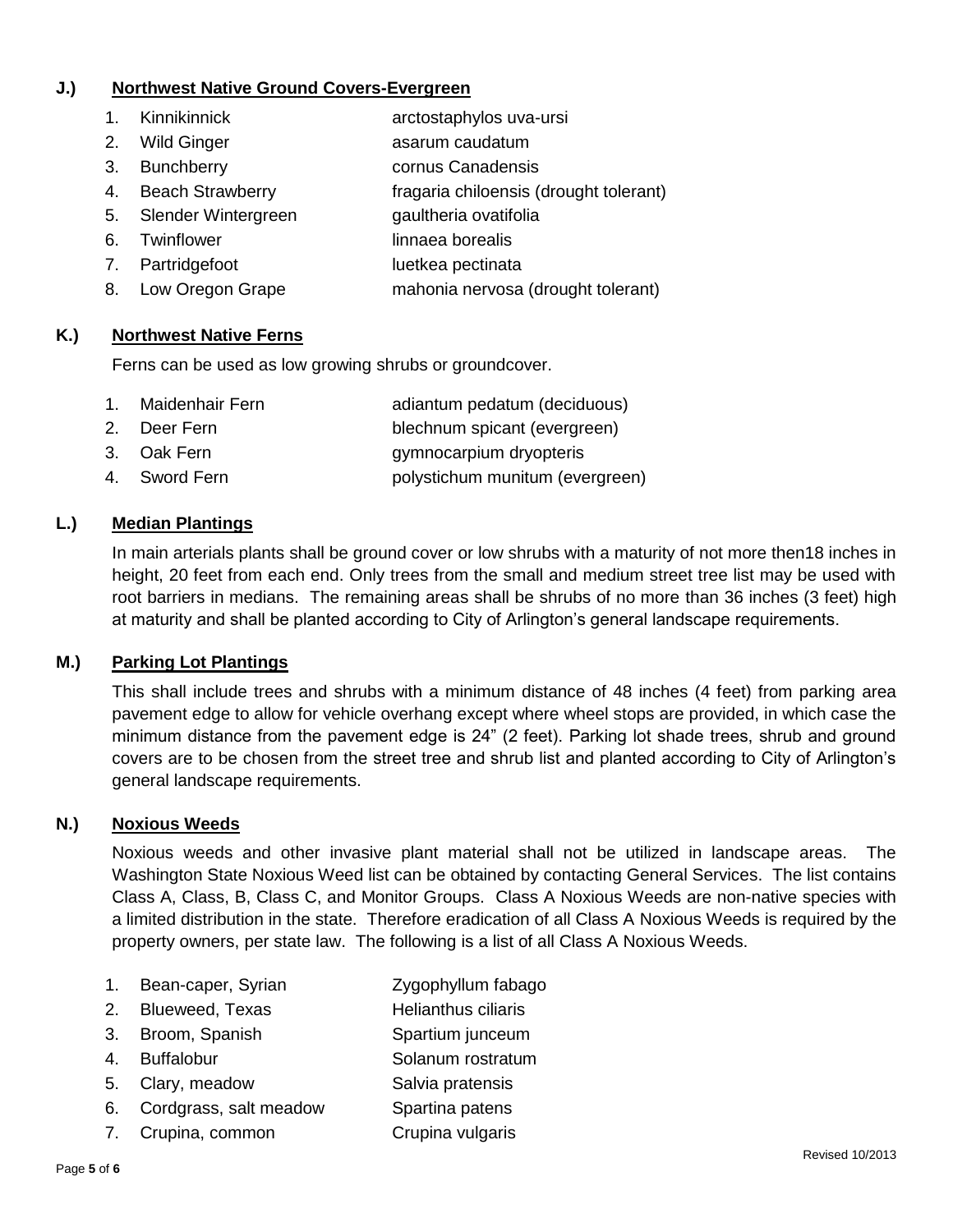## J.) Northwest Native Ground Covers-Evergreen

1. Kinnikinnick — arctostaphylos uva-ursi
2. Wild Ginger — asarum caudatum
3. Bunchberry — cornus Canadensis
4. Beach Strawberry — fragaria chiloensis (drought tolerant)
5. Slender Wintergreen — gaultheria ovatifolia
6. Twinflower — linnaea borealis
7. Partridgefoot — luetkea pectinata
8. Low Oregon Grape — mahonia nervosa (drought tolerant)

## K.) Northwest Native Ferns

Ferns can be used as low growing shrubs or groundcover.

1. Maidenhair Fern — adiantum pedatum (deciduous)
2. Deer Fern — blechnum spicant (evergreen)
3. Oak Fern — gymnocarpium dryopteris
4. Sword Fern — polystichum munitum (evergreen)

## L.) Median Plantings

In main arterials plants shall be ground cover or low shrubs with a maturity of not more then18 inches in height, 20 feet from each end. Only trees from the small and medium street tree list may be used with root barriers in medians. The remaining areas shall be shrubs of no more than 36 inches (3 feet) high at maturity and shall be planted according to City of Arlington's general landscape requirements.

## M.) Parking Lot Plantings

This shall include trees and shrubs with a minimum distance of 48 inches (4 feet) from parking area pavement edge to allow for vehicle overhang except where wheel stops are provided, in which case the minimum distance from the pavement edge is 24" (2 feet). Parking lot shade trees, shrub and ground covers are to be chosen from the street tree and shrub list and planted according to City of Arlington's general landscape requirements.

## N.) Noxious Weeds

Noxious weeds and other invasive plant material shall not be utilized in landscape areas. The Washington State Noxious Weed list can be obtained by contacting General Services. The list contains Class A, Class, B, Class C, and Monitor Groups. Class A Noxious Weeds are non-native species with a limited distribution in the state. Therefore eradication of all Class A Noxious Weeds is required by the property owners, per state law. The following is a list of all Class A Noxious Weeds.

1. Bean-caper, Syrian — Zygophyllum fabago
2. Blueweed, Texas — Helianthus ciliaris
3. Broom, Spanish — Spartium junceum
4. Buffalobur — Solanum rostratum
5. Clary, meadow — Salvia pratensis
6. Cordgrass, salt meadow — Spartina patens
7. Crupina, common — Crupina vulgaris

Revised 10/2013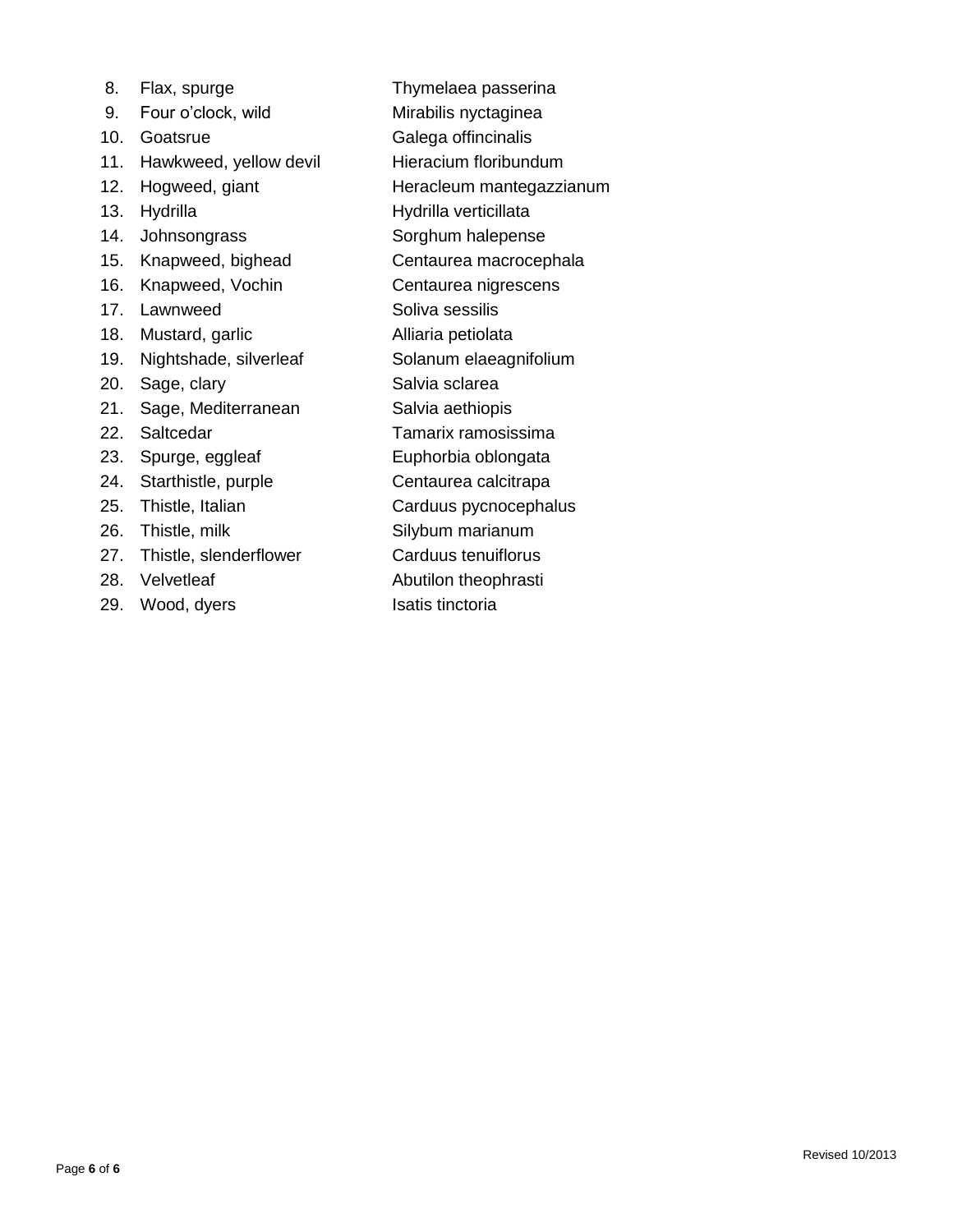| | | |
|---|---|---|
| 8. | Flax, spurge | Thymelaea passerina |
| 9. | Four o'clock, wild | Mirabilis nyctaginea |
| 10. | Goatsrue | Galega offincinalis |
| 11. | Hawkweed, yellow devil | Hieracium floribundum |
| 12. | Hogweed, giant | Heracleum mantegazzianum |
| 13. | Hydrilla | Hydrilla verticillata |
| 14. | Johnsongrass | Sorghum halepense |
| 15. | Knapweed, bighead | Centaurea macrocephala |
| 16. | Knapweed, Vochin | Centaurea nigrescens |
| 17. | Lawnweed | Soliva sessilis |
| 18. | Mustard, garlic | Alliaria petiolata |
| 19. | Nightshade, silverleaf | Solanum elaeagnifolium |
| 20. | Sage, clary | Salvia sclarea |
| 21. | Sage, Mediterranean | Salvia aethiopis |
| 22. | Saltcedar | Tamarix ramosissima |
| 23. | Spurge, eggleaf | Euphorbia oblongata |
| 24. | Starthistle, purple | Centaurea calcitrapa |
| 25. | Thistle, Italian | Carduus pycnocephalus |
| 26. | Thistle, milk | Silybum marianum |
| 27. | Thistle, slenderflower | Carduus tenuiflorus |
| 28. | Velvetleaf | Abutilon theophrasti |
| 29. | Wood, dyers | Isatis tinctoria |

Revised 10/2013